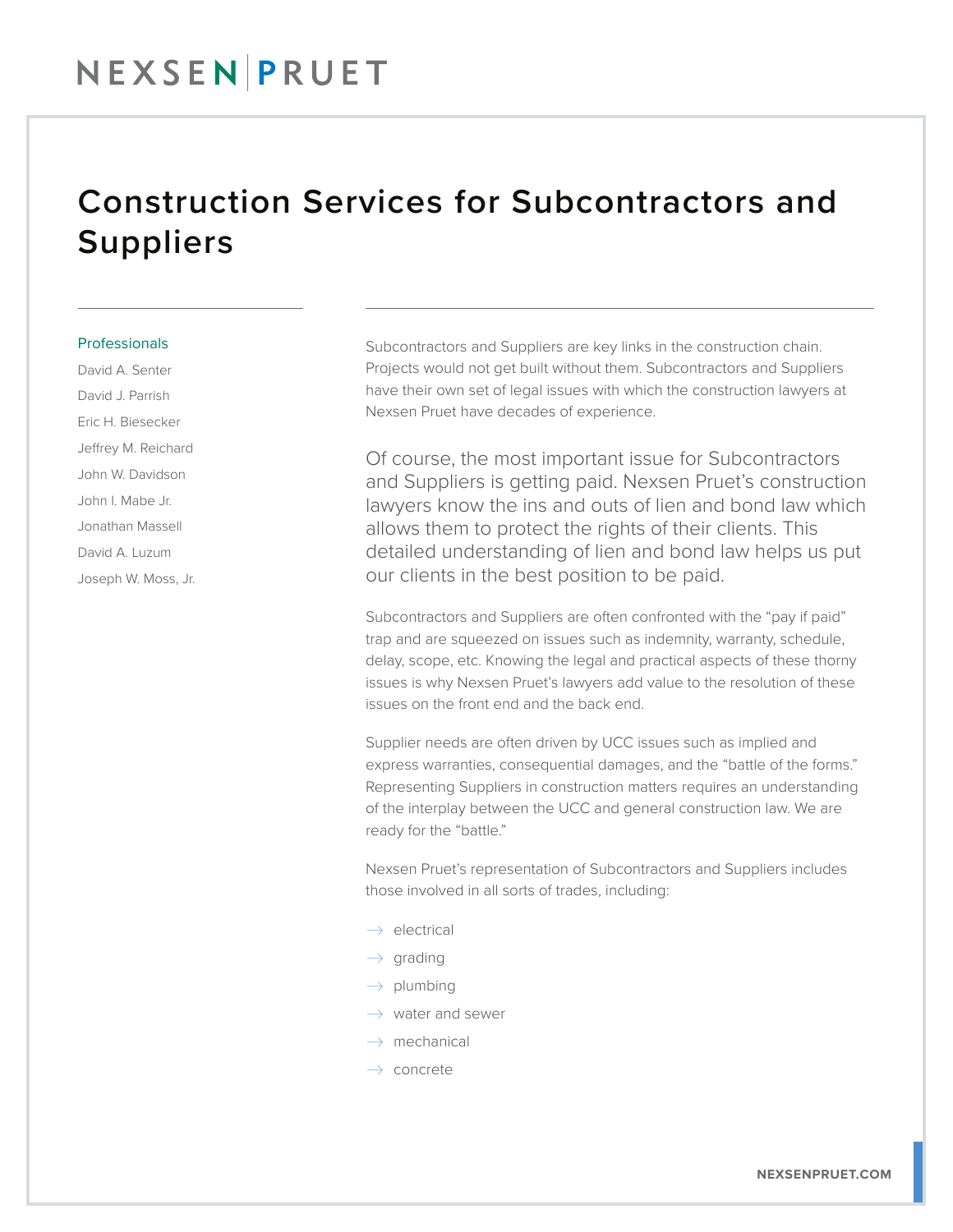NEXSEN | PRUET

# Construction Services for Subcontractors and Suppliers

### Professionals

David A. Senter

David J. Parrish

Eric H. Biesecker

Jeffrey M. Reichard

John W. Davidson

John I. Mabe Jr.

Jonathan Massell

David A. Luzum

Joseph W. Moss, Jr.

Subcontractors and Suppliers are key links in the construction chain. Projects would not get built without them. Subcontractors and Suppliers have their own set of legal issues with which the construction lawyers at Nexsen Pruet have decades of experience.

Of course, the most important issue for Subcontractors and Suppliers is getting paid. Nexsen Pruet's construction lawyers know the ins and outs of lien and bond law which allows them to protect the rights of their clients. This detailed understanding of lien and bond law helps us put our clients in the best position to be paid.

Subcontractors and Suppliers are often confronted with the "pay if paid" trap and are squeezed on issues such as indemnity, warranty, schedule, delay, scope, etc. Knowing the legal and practical aspects of these thorny issues is why Nexsen Pruet's lawyers add value to the resolution of these issues on the front end and the back end.

Supplier needs are often driven by UCC issues such as implied and express warranties, consequential damages, and the "battle of the forms." Representing Suppliers in construction matters requires an understanding of the interplay between the UCC and general construction law. We are ready for the "battle."

Nexsen Pruet's representation of Subcontractors and Suppliers includes those involved in all sorts of trades, including:

- electrical
- grading
- plumbing
- water and sewer
- mechanical
- concrete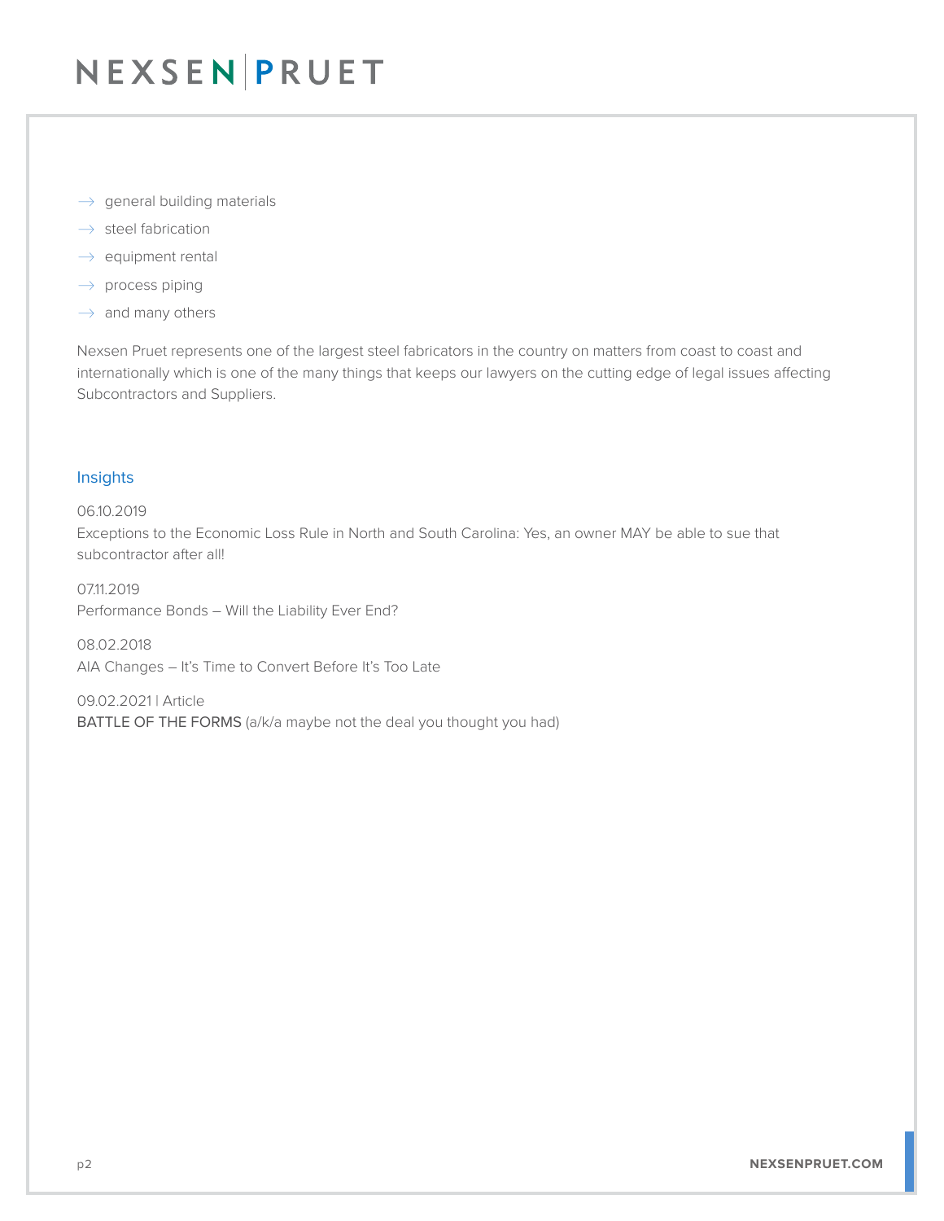- general building materials
- steel fabrication
- equipment rental
- process piping
- and many others

Nexsen Pruet represents one of the largest steel fabricators in the country on matters from coast to coast and internationally which is one of the many things that keeps our lawyers on the cutting edge of legal issues affecting Subcontractors and Suppliers.

## Insights

06.10.2019
Exceptions to the Economic Loss Rule in North and South Carolina: Yes, an owner MAY be able to sue that subcontractor after all!

07.11.2019
Performance Bonds – Will the Liability Ever End?

08.02.2018
AIA Changes – It's Time to Convert Before It's Too Late

09.02.2021 | Article
BATTLE OF THE FORMS (a/k/a maybe not the deal you thought you had)